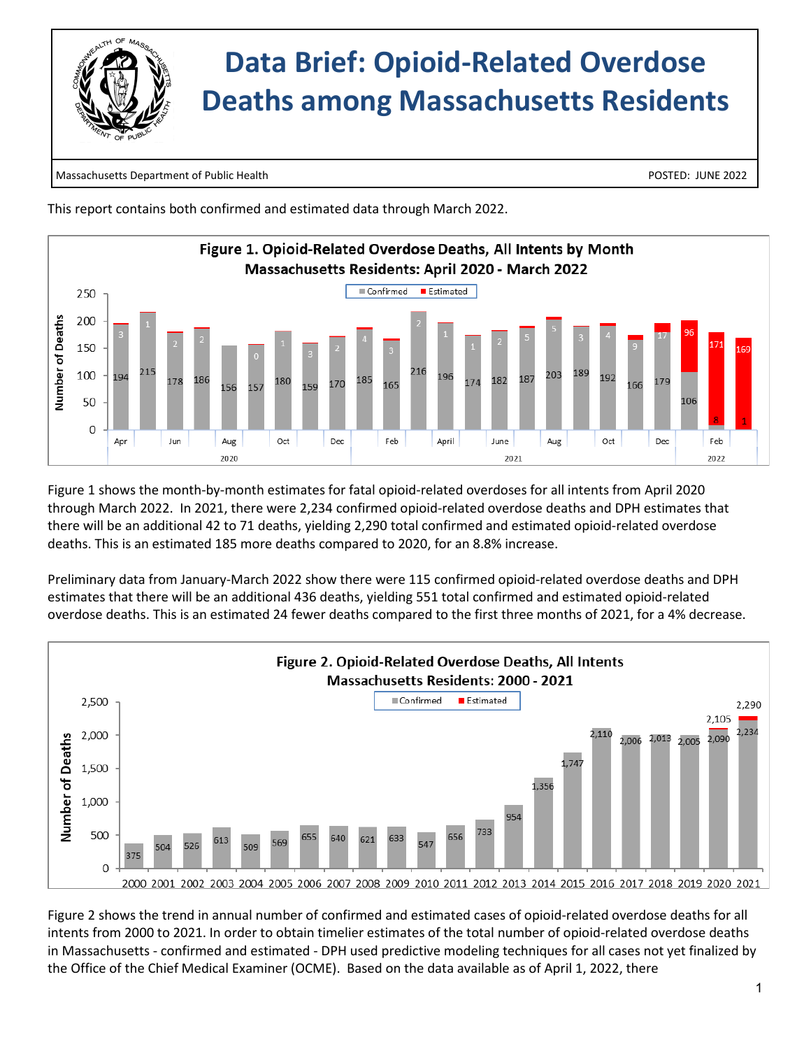# Data Brief: Opioid-Related Overdose Deaths among Massachusetts Residents

Massachusetts Department of Public Health

POSTED: JUNE 2022

This report contains both confirmed and estimated data through March 2022.

**Figure 1. Opioid-Related Overdose Deaths, All Intents by Month Massachusetts Residents: April 2020 - March 2022**

| Year | Month | Confirmed | Estimated |
|---|---|---|---|
| 2020 | Apr | 194 | 3 |
| 2020 | May | 215 | 1 |
| 2020 | Jun | 178 | 2 |
| 2020 | Jul | 186 | 2 |
| 2020 | Aug | 156 | |
| 2020 | Sep | 157 | 0 |
| 2020 | Oct | 180 | 1 |
| 2020 | Nov | 159 | 3 |
| 2020 | Dec | 170 | 2 |
| 2021 | Jan | 185 | 4 |
| 2021 | Feb | 165 | 3 |
| 2021 | Mar | 216 | 2 |
| 2021 | April | 196 | 1 |
| 2021 | May | 174 | 1 |
| 2021 | June | 182 | 2 |
| 2021 | Jul | 187 | 5 |
| 2021 | Aug | 203 | 5 |
| 2021 | Sep | 189 | 3 |
| 2021 | Oct | 192 | 4 |
| 2021 | Nov | 166 | 9 |
| 2021 | Dec | 179 | 17 |
| 2022 | Jan | 106 | 96 |
| 2022 | Feb | 8 | 171 |
| 2022 | Mar | 1 | 169 |

Figure 1 shows the month-by-month estimates for fatal opioid-related overdoses for all intents from April 2020 through March 2022. In 2021, there were 2,234 confirmed opioid-related overdose deaths and DPH estimates that there will be an additional 42 to 71 deaths, yielding 2,290 total confirmed and estimated opioid-related overdose deaths. This is an estimated 185 more deaths compared to 2020, for an 8.8% increase.

Preliminary data from January-March 2022 show there were 115 confirmed opioid-related overdose deaths and DPH estimates that there will be an additional 436 deaths, yielding 551 total confirmed and estimated opioid-related overdose deaths. This is an estimated 24 fewer deaths compared to the first three months of 2021, for a 4% decrease.

**Figure 2. Opioid-Related Overdose Deaths, All Intents Massachusetts Residents: 2000 - 2021**

| Year | Confirmed | Confirmed + Estimated |
|---|---|---|
| 2000 | 375 | |
| 2001 | 504 | |
| 2002 | 526 | |
| 2003 | 613 | |
| 2004 | 509 | |
| 2005 | 569 | |
| 2006 | 655 | |
| 2007 | 640 | |
| 2008 | 621 | |
| 2009 | 633 | |
| 2010 | 547 | |
| 2011 | 656 | |
| 2012 | 733 | |
| 2013 | 954 | |
| 2014 | 1,356 | |
| 2015 | 1,747 | |
| 2016 | 2,110 | |
| 2017 | 2,006 | |
| 2018 | 2,013 | |
| 2019 | 2,005 | |
| 2020 | 2,090 | 2,105 |
| 2021 | 2,234 | 2,290 |

Figure 2 shows the trend in annual number of confirmed and estimated cases of opioid-related overdose deaths for all intents from 2000 to 2021. In order to obtain timelier estimates of the total number of opioid-related overdose deaths in Massachusetts - confirmed and estimated - DPH used predictive modeling techniques for all cases not yet finalized by the Office of the Chief Medical Examiner (OCME). Based on the data available as of April 1, 2022, there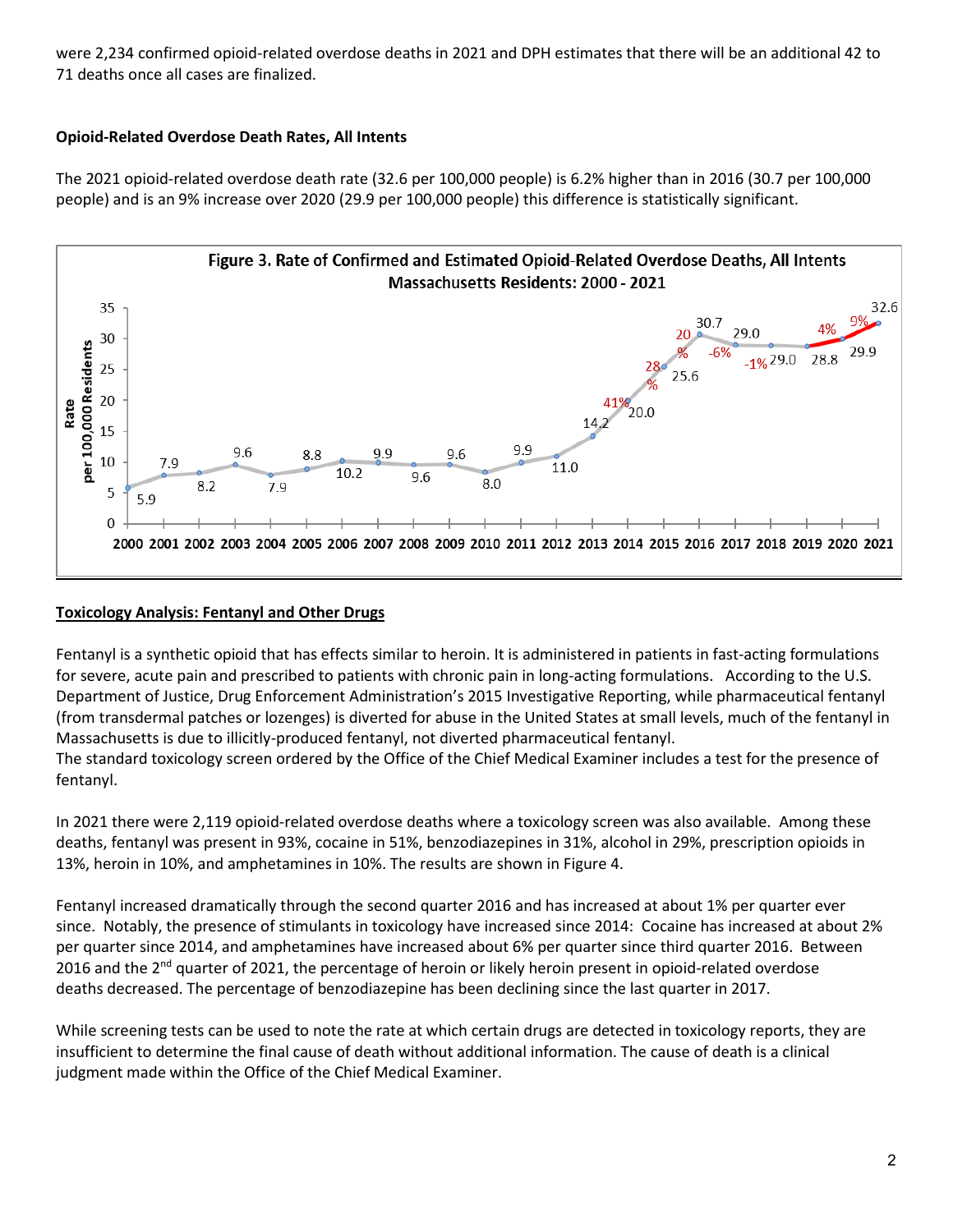were 2,234 confirmed opioid-related overdose deaths in 2021 and DPH estimates that there will be an additional 42 to 71 deaths once all cases are finalized.

**Opioid-Related Overdose Death Rates, All Intents**

The 2021 opioid-related overdose death rate (32.6 per 100,000 people) is 6.2% higher than in 2016 (30.7 per 100,000 people) and is an 9% increase over 2020 (29.9 per 100,000 people) this difference is statistically significant.

**Figure 3. Rate of Confirmed and Estimated Opioid-Related Overdose Deaths, All Intents Massachusetts Residents: 2000 - 2021**

**Toxicology Analysis: Fentanyl and Other Drugs**

Fentanyl is a synthetic opioid that has effects similar to heroin. It is administered in patients in fast-acting formulations for severe, acute pain and prescribed to patients with chronic pain in long-acting formulations. According to the U.S. Department of Justice, Drug Enforcement Administration's 2015 Investigative Reporting, while pharmaceutical fentanyl (from transdermal patches or lozenges) is diverted for abuse in the United States at small levels, much of the fentanyl in Massachusetts is due to illicitly-produced fentanyl, not diverted pharmaceutical fentanyl.
The standard toxicology screen ordered by the Office of the Chief Medical Examiner includes a test for the presence of fentanyl.

In 2021 there were 2,119 opioid-related overdose deaths where a toxicology screen was also available. Among these deaths, fentanyl was present in 93%, cocaine in 51%, benzodiazepines in 31%, alcohol in 29%, prescription opioids in 13%, heroin in 10%, and amphetamines in 10%. The results are shown in Figure 4.

Fentanyl increased dramatically through the second quarter 2016 and has increased at about 1% per quarter ever since. Notably, the presence of stimulants in toxicology have increased since 2014: Cocaine has increased at about 2% per quarter since 2014, and amphetamines have increased about 6% per quarter since third quarter 2016. Between 2016 and the 2nd quarter of 2021, the percentage of heroin or likely heroin present in opioid-related overdose deaths decreased. The percentage of benzodiazepine has been declining since the last quarter in 2017.

While screening tests can be used to note the rate at which certain drugs are detected in toxicology reports, they are insufficient to determine the final cause of death without additional information. The cause of death is a clinical judgment made within the Office of the Chief Medical Examiner.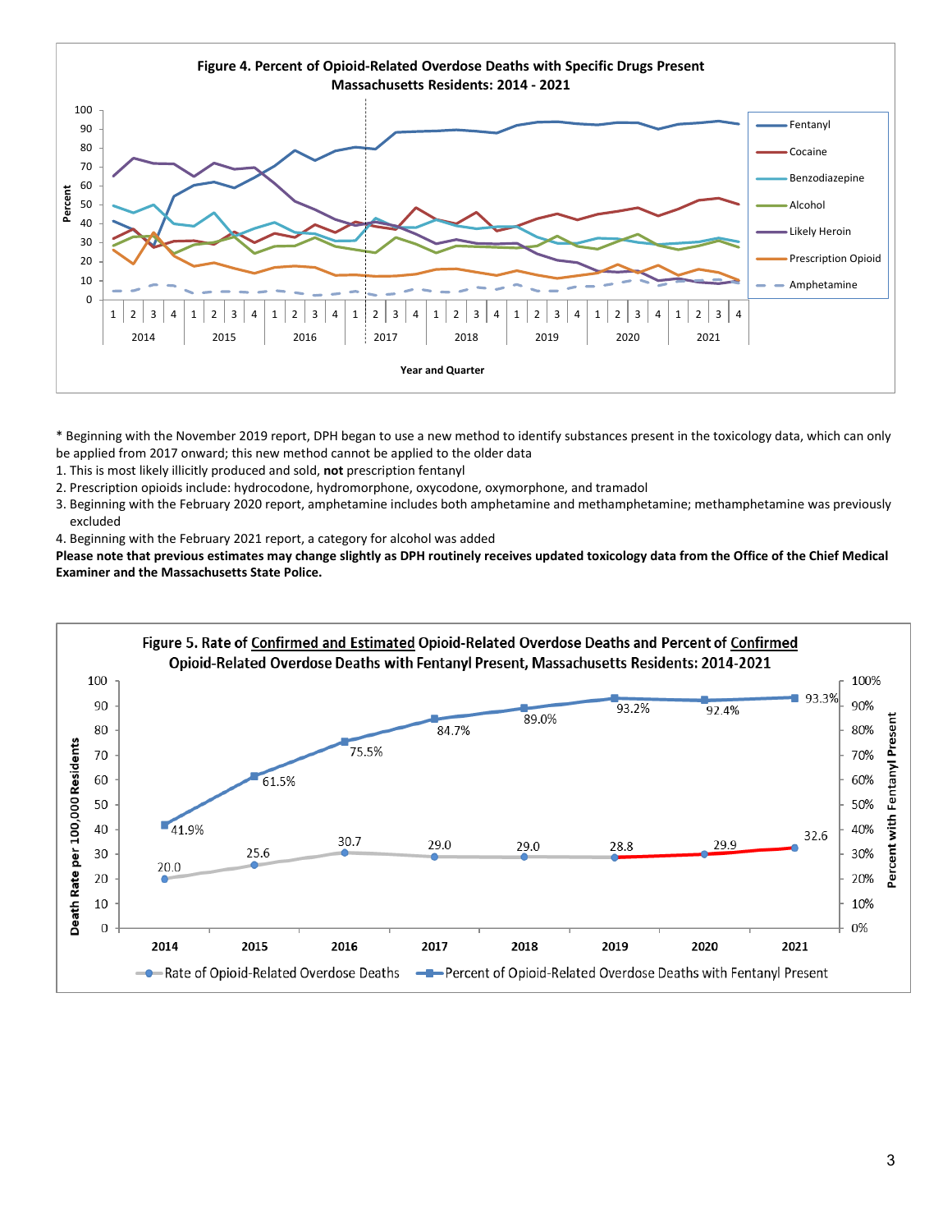**Figure 4. Percent of Opioid-Related Overdose Deaths with Specific Drugs Present Massachusetts Residents: 2014 - 2021**

\* Beginning with the November 2019 report, DPH began to use a new method to identify substances present in the toxicology data, which can only be applied from 2017 onward; this new method cannot be applied to the older data

1. This is most likely illicitly produced and sold, **not** prescription fentanyl
2. Prescription opioids include: hydrocodone, hydromorphone, oxycodone, oxymorphone, and tramadol
3. Beginning with the February 2020 report, amphetamine includes both amphetamine and methamphetamine; methamphetamine was previously excluded
4. Beginning with the February 2021 report, a category for alcohol was added

**Please note that previous estimates may change slightly as DPH routinely receives updated toxicology data from the Office of the Chief Medical Examiner and the Massachusetts State Police.**

**Figure 5. Rate of Confirmed and Estimated Opioid-Related Overdose Deaths and Percent of Confirmed Opioid-Related Overdose Deaths with Fentanyl Present, Massachusetts Residents: 2014-2021**

| Year | Rate of Opioid-Related Overdose Deaths (per 100,000 Residents) | Percent of Opioid-Related Overdose Deaths with Fentanyl Present |
| --- | --- | --- |
| 2014 | 20.0 | 41.9% |
| 2015 | 25.6 | 61.5% |
| 2016 | 30.7 | 75.5% |
| 2017 | 29.0 | 84.7% |
| 2018 | 29.0 | 89.0% |
| 2019 | 28.8 | 93.2% |
| 2020 | 29.9 | 92.4% |
| 2021 | 32.6 | 93.3% |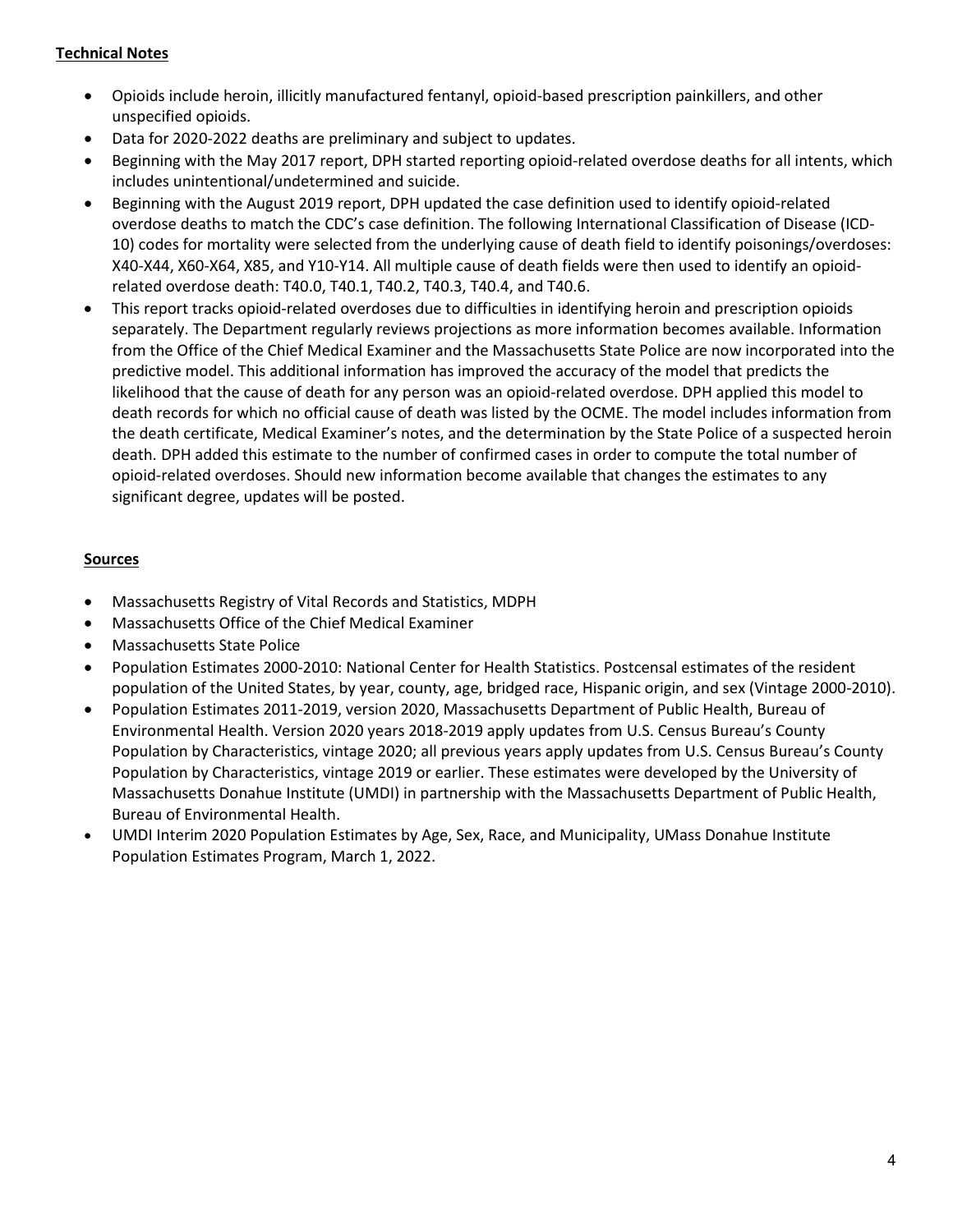**Technical Notes**

- Opioids include heroin, illicitly manufactured fentanyl, opioid-based prescription painkillers, and other unspecified opioids.
- Data for 2020-2022 deaths are preliminary and subject to updates.
- Beginning with the May 2017 report, DPH started reporting opioid-related overdose deaths for all intents, which includes unintentional/undetermined and suicide.
- Beginning with the August 2019 report, DPH updated the case definition used to identify opioid-related overdose deaths to match the CDC's case definition. The following International Classification of Disease (ICD-10) codes for mortality were selected from the underlying cause of death field to identify poisonings/overdoses: X40-X44, X60-X64, X85, and Y10-Y14. All multiple cause of death fields were then used to identify an opioid-related overdose death: T40.0, T40.1, T40.2, T40.3, T40.4, and T40.6.
- This report tracks opioid-related overdoses due to difficulties in identifying heroin and prescription opioids separately. The Department regularly reviews projections as more information becomes available. Information from the Office of the Chief Medical Examiner and the Massachusetts State Police are now incorporated into the predictive model. This additional information has improved the accuracy of the model that predicts the likelihood that the cause of death for any person was an opioid-related overdose. DPH applied this model to death records for which no official cause of death was listed by the OCME. The model includes information from the death certificate, Medical Examiner's notes, and the determination by the State Police of a suspected heroin death. DPH added this estimate to the number of confirmed cases in order to compute the total number of opioid-related overdoses. Should new information become available that changes the estimates to any significant degree, updates will be posted.

**Sources**

- Massachusetts Registry of Vital Records and Statistics, MDPH
- Massachusetts Office of the Chief Medical Examiner
- Massachusetts State Police
- Population Estimates 2000-2010: National Center for Health Statistics. Postcensal estimates of the resident population of the United States, by year, county, age, bridged race, Hispanic origin, and sex (Vintage 2000-2010).
- Population Estimates 2011-2019, version 2020, Massachusetts Department of Public Health, Bureau of Environmental Health. Version 2020 years 2018-2019 apply updates from U.S. Census Bureau's County Population by Characteristics, vintage 2020; all previous years apply updates from U.S. Census Bureau's County Population by Characteristics, vintage 2019 or earlier. These estimates were developed by the University of Massachusetts Donahue Institute (UMDI) in partnership with the Massachusetts Department of Public Health, Bureau of Environmental Health.
- UMDI Interim 2020 Population Estimates by Age, Sex, Race, and Municipality, UMass Donahue Institute Population Estimates Program, March 1, 2022.